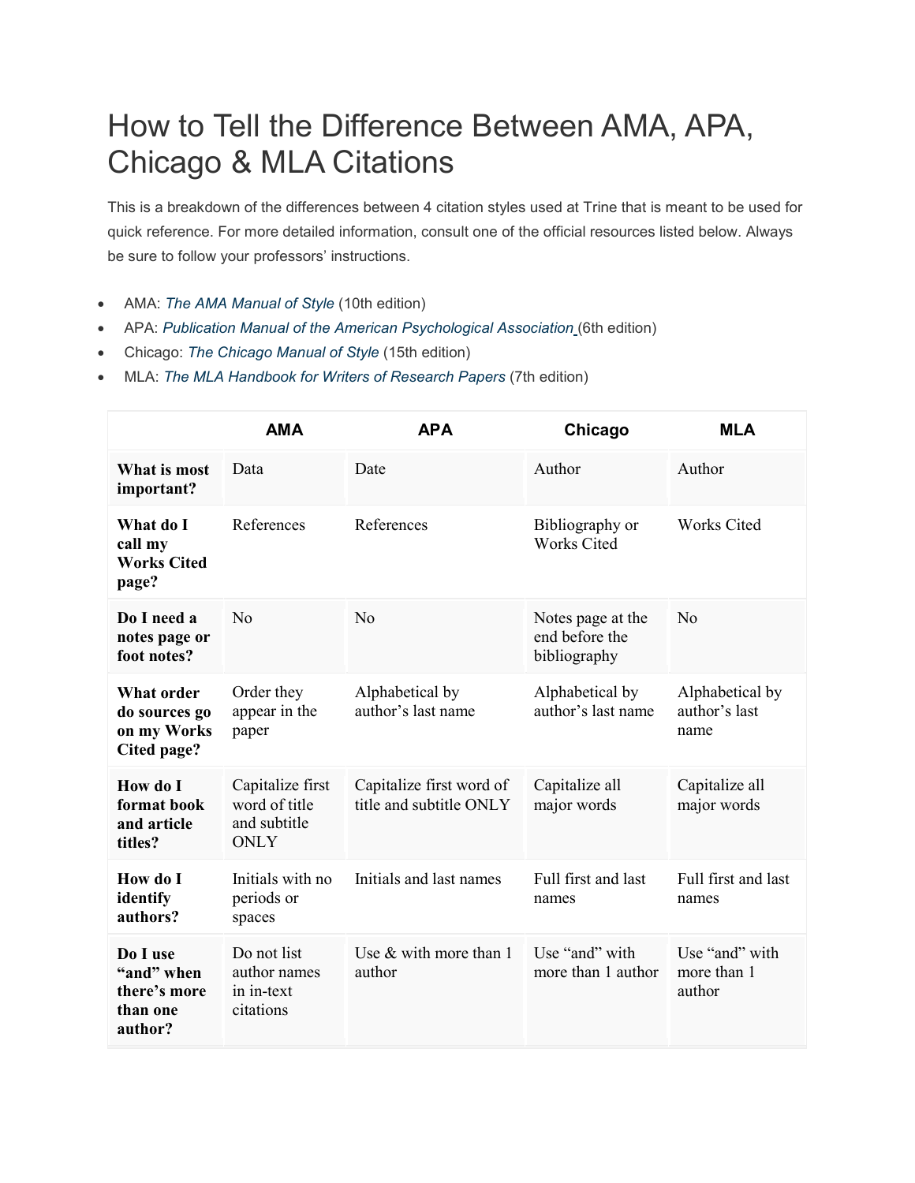# How to Tell the Difference Between AMA, APA, Chicago & MLA Citations

This is a breakdown of the differences between 4 citation styles used at Trine that is meant to be used for quick reference. For more detailed information, consult one of the official resources listed below. Always be sure to follow your professors' instructions.

- AMA: *The AMA Manual of Style* (10th edition)
- APA: *Publication Manual of the American Psychological Association* (6th edition)
- Chicago: *The Chicago Manual of Style* (15th edition)
- MLA: *The MLA Handbook for Writers of Research Papers* (7th edition)

| | AMA | APA | Chicago | MLA |
|---|---|---|---|---|
| **What is most important?** | Data | Date | Author | Author |
| **What do I call my Works Cited page?** | References | References | Bibliography or Works Cited | Works Cited |
| **Do I need a notes page or foot notes?** | No | No | Notes page at the end before the bibliography | No |
| **What order do sources go on my Works Cited page?** | Order they appear in the paper | Alphabetical by author's last name | Alphabetical by author's last name | Alphabetical by author's last name |
| **How do I format book and article titles?** | Capitalize first word of title and subtitle ONLY | Capitalize first word of title and subtitle ONLY | Capitalize all major words | Capitalize all major words |
| **How do I identify authors?** | Initials with no periods or spaces | Initials and last names | Full first and last names | Full first and last names |
| **Do I use "and" when there's more than one author?** | Do not list author names in in-text citations | Use & with more than 1 author | Use "and" with more than 1 author | Use "and" with more than 1 author |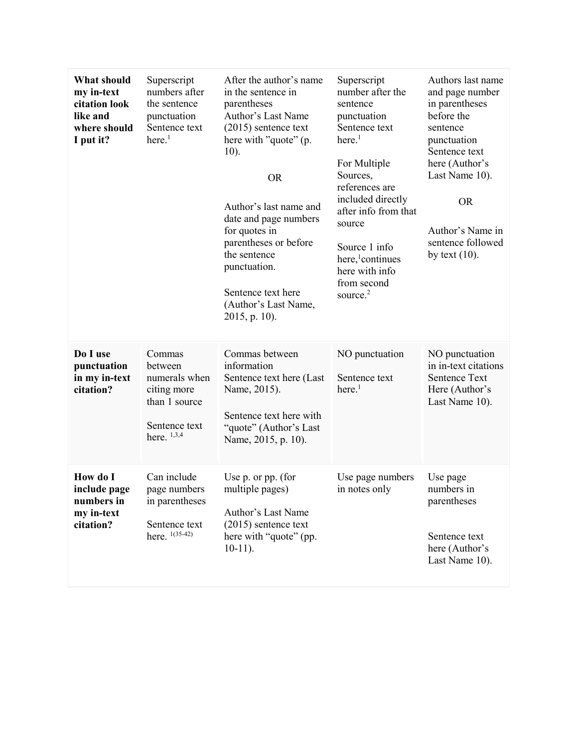| | | | | |
|---|---|---|---|---|
| **What should my in-text citation look like and where should I put it?** | Superscript numbers after the sentence punctuation Sentence text here.[1] | After the author's name in the sentence in parentheses Author's Last Name (2015) sentence text here with "quote" (p. 10).<br><br>OR<br><br>Author's last name and date and page numbers for quotes in parentheses or before the sentence punctuation.<br><br>Sentence text here (Author's Last Name, 2015, p. 10). | Superscript number after the sentence punctuation Sentence text here.[1]<br><br>For Multiple Sources, references are included directly after info from that source<br><br>Source 1 info here,[1]continues here with info from second source.[2] | Authors last name and page number in parentheses before the sentence punctuation Sentence text here (Author's Last Name 10).<br><br>OR<br><br>Author's Name in sentence followed by text (10). |
| **Do I use punctuation in my in-text citation?** | Commas between numerals when citing more than 1 source<br><br>Sentence text here. [1,3,4] | Commas between information Sentence text here (Last Name, 2015).<br><br>Sentence text here with "quote" (Author's Last Name, 2015, p. 10). | NO punctuation<br><br>Sentence text here.[1] | NO punctuation in in-text citations Sentence Text Here (Author's Last Name 10). |
| **How do I include page numbers in my in-text citation?** | Can include page numbers in parentheses<br><br>Sentence text here. [1(35-42)] | Use p. or pp. (for multiple pages)<br><br>Author's Last Name (2015) sentence text here with "quote" (pp. 10-11). | Use page numbers in notes only | Use page numbers in parentheses<br><br>Sentence text here (Author's Last Name 10). |